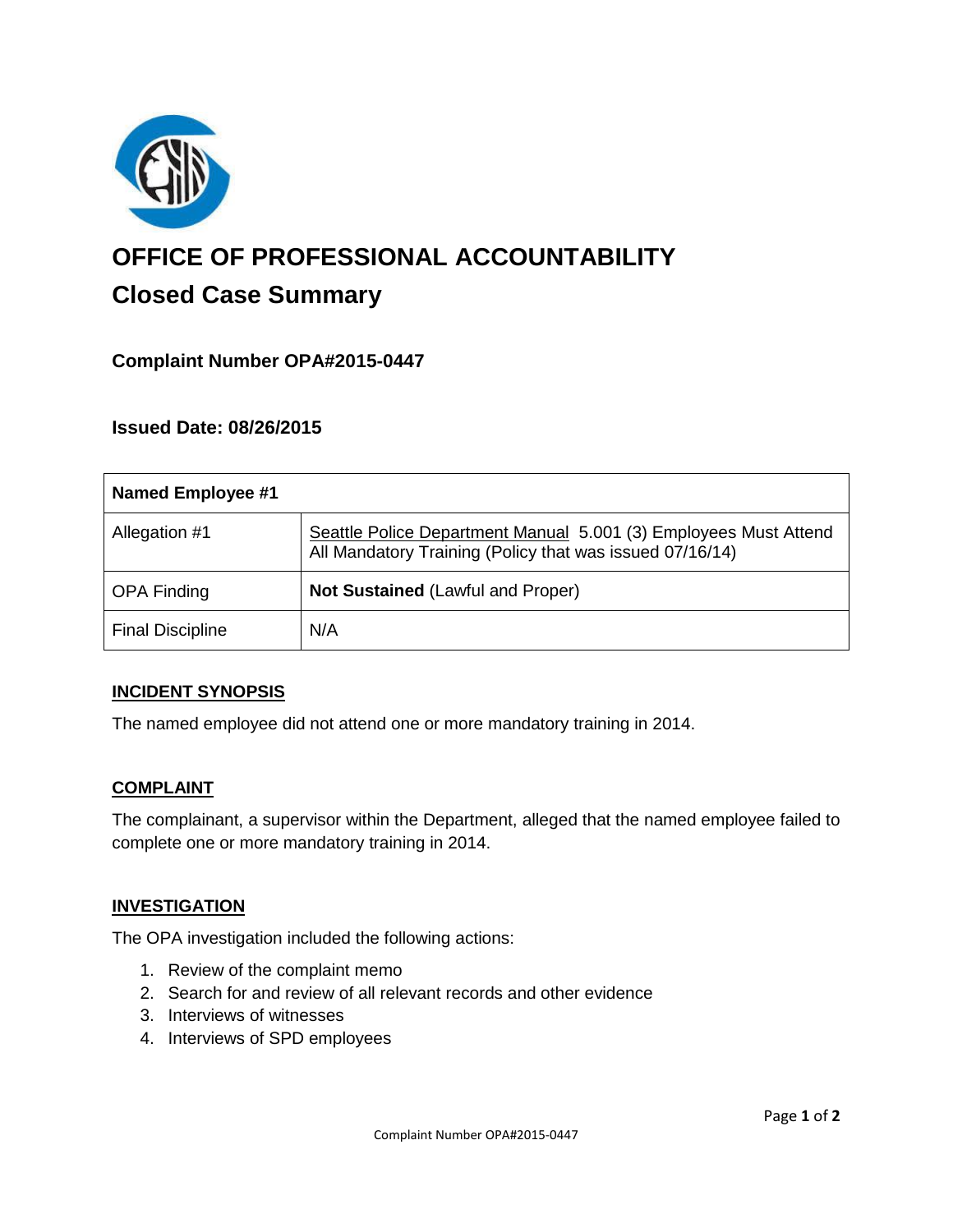# OFFICE OF PROFESSIONAL ACCOUNTABILITY

## Closed Case Summary

### Complaint Number OPA#2015-0447

### Issued Date: 08/26/2015

| Named Employee #1 | |
|---|---|
| Allegation #1 | Seattle Police Department Manual 5.001 (3) Employees Must Attend All Mandatory Training (Policy that was issued 07/16/14) |
| OPA Finding | **Not Sustained** (Lawful and Proper) |
| Final Discipline | N/A |

**INCIDENT SYNOPSIS**

The named employee did not attend one or more mandatory training in 2014.

**COMPLAINT**

The complainant, a supervisor within the Department, alleged that the named employee failed to complete one or more mandatory training in 2014.

**INVESTIGATION**

The OPA investigation included the following actions:

1. Review of the complaint memo
2. Search for and review of all relevant records and other evidence
3. Interviews of witnesses
4. Interviews of SPD employees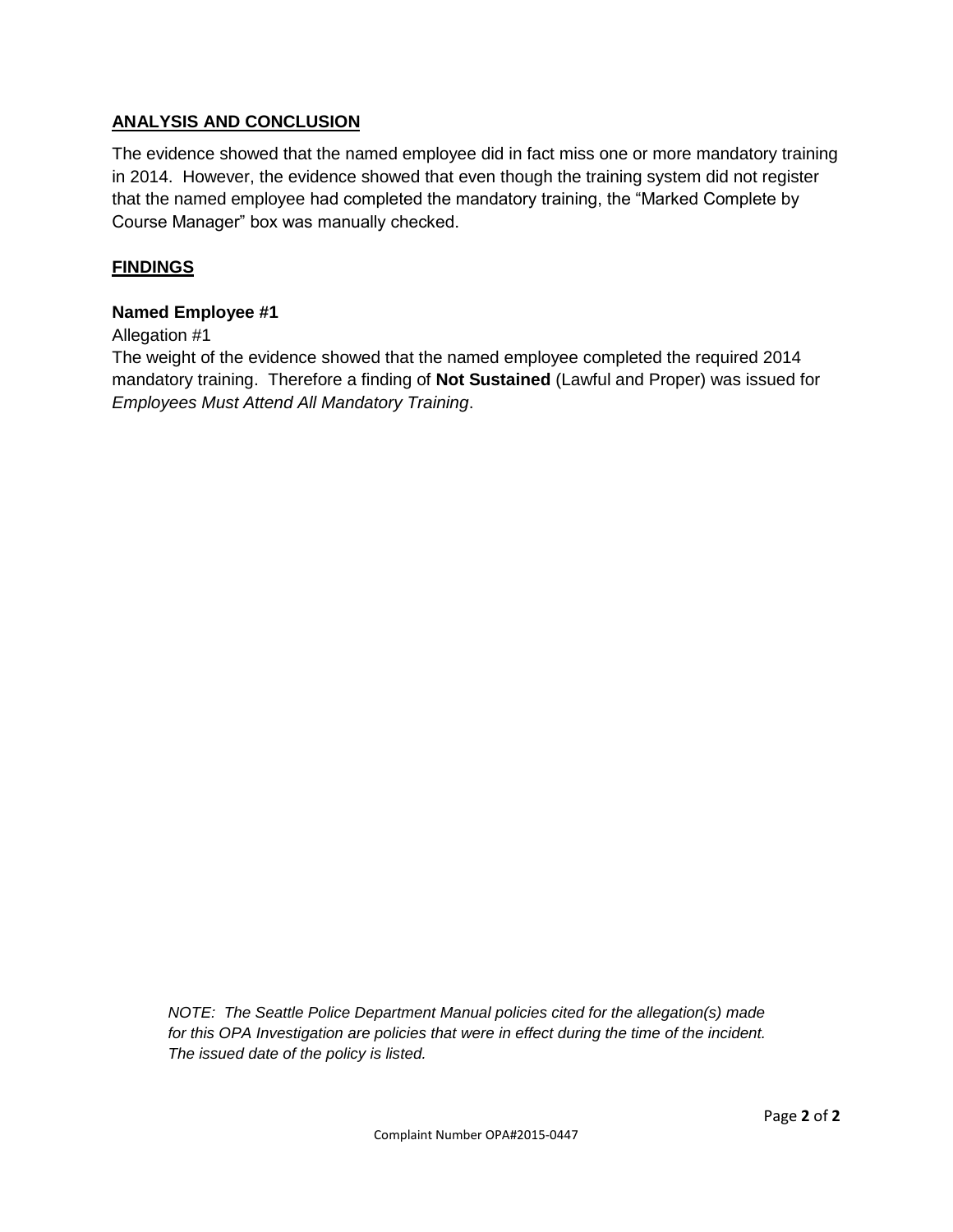## ANALYSIS AND CONCLUSION

The evidence showed that the named employee did in fact miss one or more mandatory training in 2014. However, the evidence showed that even though the training system did not register that the named employee had completed the mandatory training, the "Marked Complete by Course Manager" box was manually checked.

## FINDINGS

**Named Employee #1**

Allegation #1

The weight of the evidence showed that the named employee completed the required 2014 mandatory training. Therefore a finding of **Not Sustained** (Lawful and Proper) was issued for *Employees Must Attend All Mandatory Training*.

*NOTE: The Seattle Police Department Manual policies cited for the allegation(s) made for this OPA Investigation are policies that were in effect during the time of the incident. The issued date of the policy is listed.*

Complaint Number OPA#2015-0447